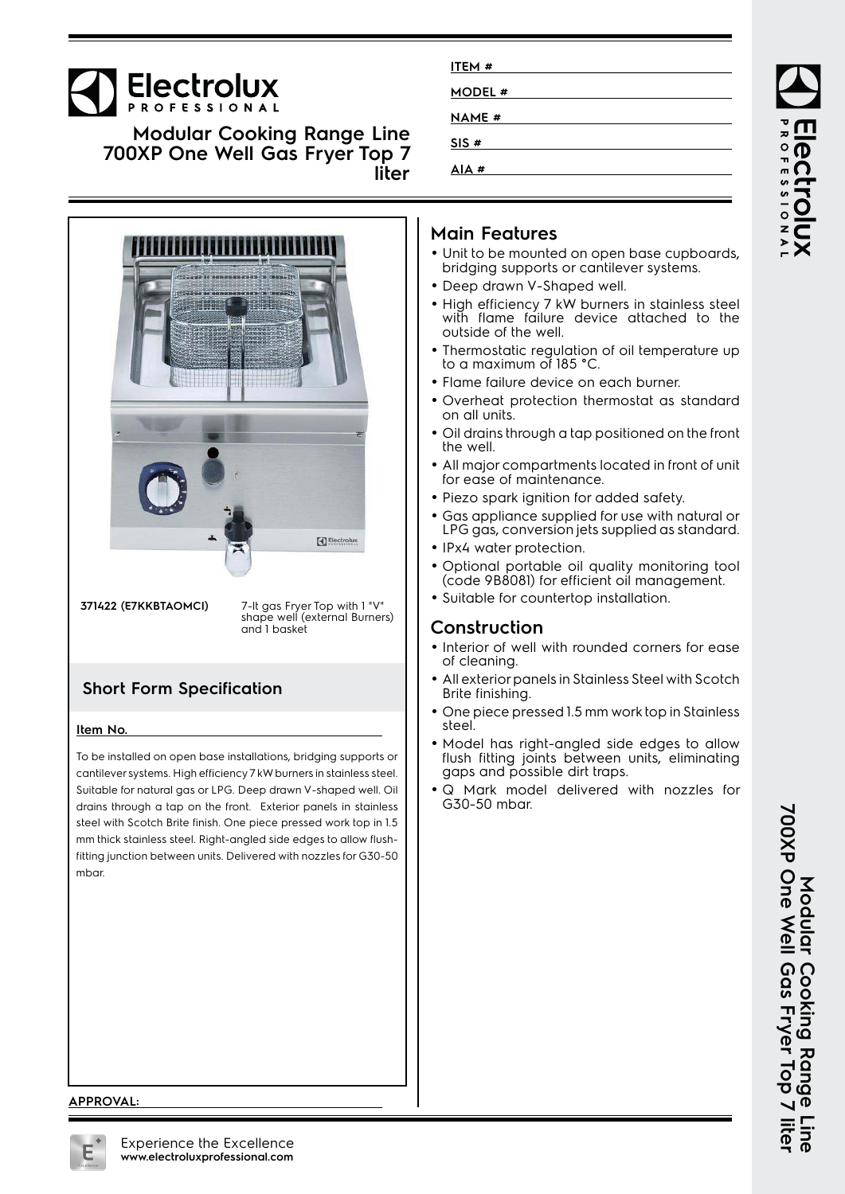# Electrolux PROFESSIONAL

## Modular Cooking Range Line 700XP One Well Gas Fryer Top 7 liter

**ITEM #**

**MODEL #**

**NAME #**

**SIS #**

**AIA #**

**371422 (E7KKBTAOMCI)** 7-lt gas Fryer Top with 1 "V" shape well (external Burners) and 1 basket

## Short Form Specification

**Item No.**

To be installed on open base installations, bridging supports or cantilever systems. High efficiency 7 kW burners in stainless steel. Suitable for natural gas or LPG. Deep drawn V-shaped well. Oil drains through a tap on the front. Exterior panels in stainless steel with Scotch Brite finish. One piece pressed work top in 1.5 mm thick stainless steel. Right-angled side edges to allow flush-fitting junction between units. Delivered with nozzles for G30-50 mbar.

## Main Features

- Unit to be mounted on open base cupboards, bridging supports or cantilever systems.
- Deep drawn V-Shaped well.
- High efficiency 7 kW burners in stainless steel with flame failure device attached to the outside of the well.
- Thermostatic regulation of oil temperature up to a maximum of 185 °C.
- Flame failure device on each burner.
- Overheat protection thermostat as standard on all units.
- Oil drains through a tap positioned on the front the well.
- All major compartments located in front of unit for ease of maintenance.
- Piezo spark ignition for added safety.
- Gas appliance supplied for use with natural or LPG gas, conversion jets supplied as standard.
- IPx4 water protection.
- Optional portable oil quality monitoring tool (code 9B8081) for efficient oil management.
- Suitable for countertop installation.

## Construction

- Interior of well with rounded corners for ease of cleaning.
- All exterior panels in Stainless Steel with Scotch Brite finishing.
- One piece pressed 1.5 mm work top in Stainless steel.
- Model has right-angled side edges to allow flush fitting joints between units, eliminating gaps and possible dirt traps.
- Q Mark model delivered with nozzles for G30-50 mbar.

**APPROVAL:**

Experience the Excellence
**www.electroluxprofessional.com**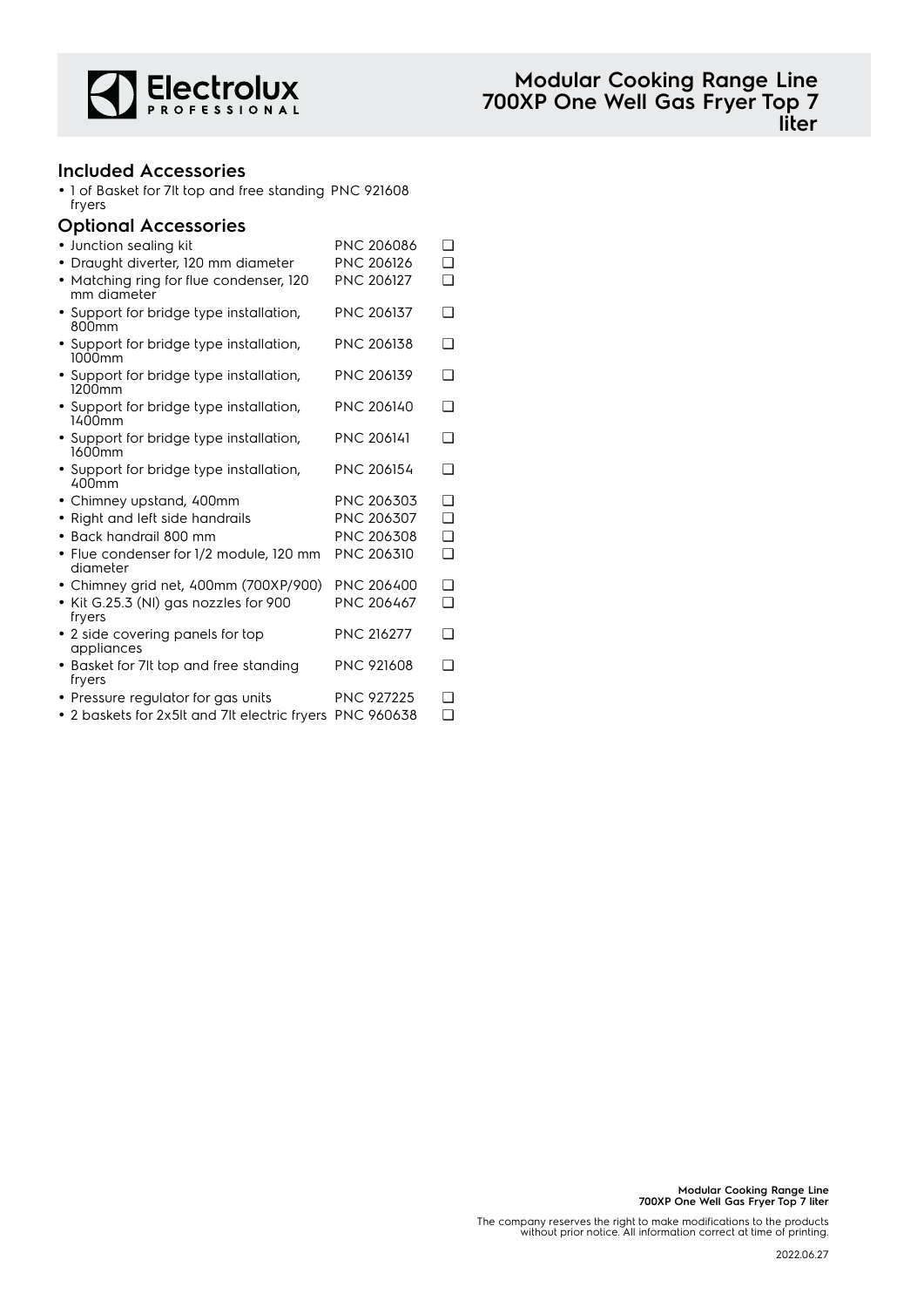## Included Accessories

- 1 of Basket for 7lt top and free standing fryers PNC 921608

## Optional Accessories

| Accessory | PNC | |
|---|---|---|
| Junction sealing kit | PNC 206086 | ❑ |
| Draught diverter, 120 mm diameter | PNC 206126 | ❑ |
| Matching ring for flue condenser, 120 mm diameter | PNC 206127 | ❑ |
| Support for bridge type installation, 800mm | PNC 206137 | ❑ |
| Support for bridge type installation, 1000mm | PNC 206138 | ❑ |
| Support for bridge type installation, 1200mm | PNC 206139 | ❑ |
| Support for bridge type installation, 1400mm | PNC 206140 | ❑ |
| Support for bridge type installation, 1600mm | PNC 206141 | ❑ |
| Support for bridge type installation, 400mm | PNC 206154 | ❑ |
| Chimney upstand, 400mm | PNC 206303 | ❑ |
| Right and left side handrails | PNC 206307 | ❑ |
| Back handrail 800 mm | PNC 206308 | ❑ |
| Flue condenser for 1/2 module, 120 mm diameter | PNC 206310 | ❑ |
| Chimney grid net, 400mm (700XP/900) | PNC 206400 | ❑ |
| Kit G.25.3 (Nl) gas nozzles for 900 fryers | PNC 206467 | ❑ |
| 2 side covering panels for top appliances | PNC 216277 | ❑ |
| Basket for 7lt top and free standing fryers | PNC 921608 | ❑ |
| Pressure regulator for gas units | PNC 927225 | ❑ |
| 2 baskets for 2x5lt and 7lt electric fryers | PNC 960638 | ❑ |

The company reserves the right to make modifications to the products without prior notice. All information correct at time of printing.

2022.06.27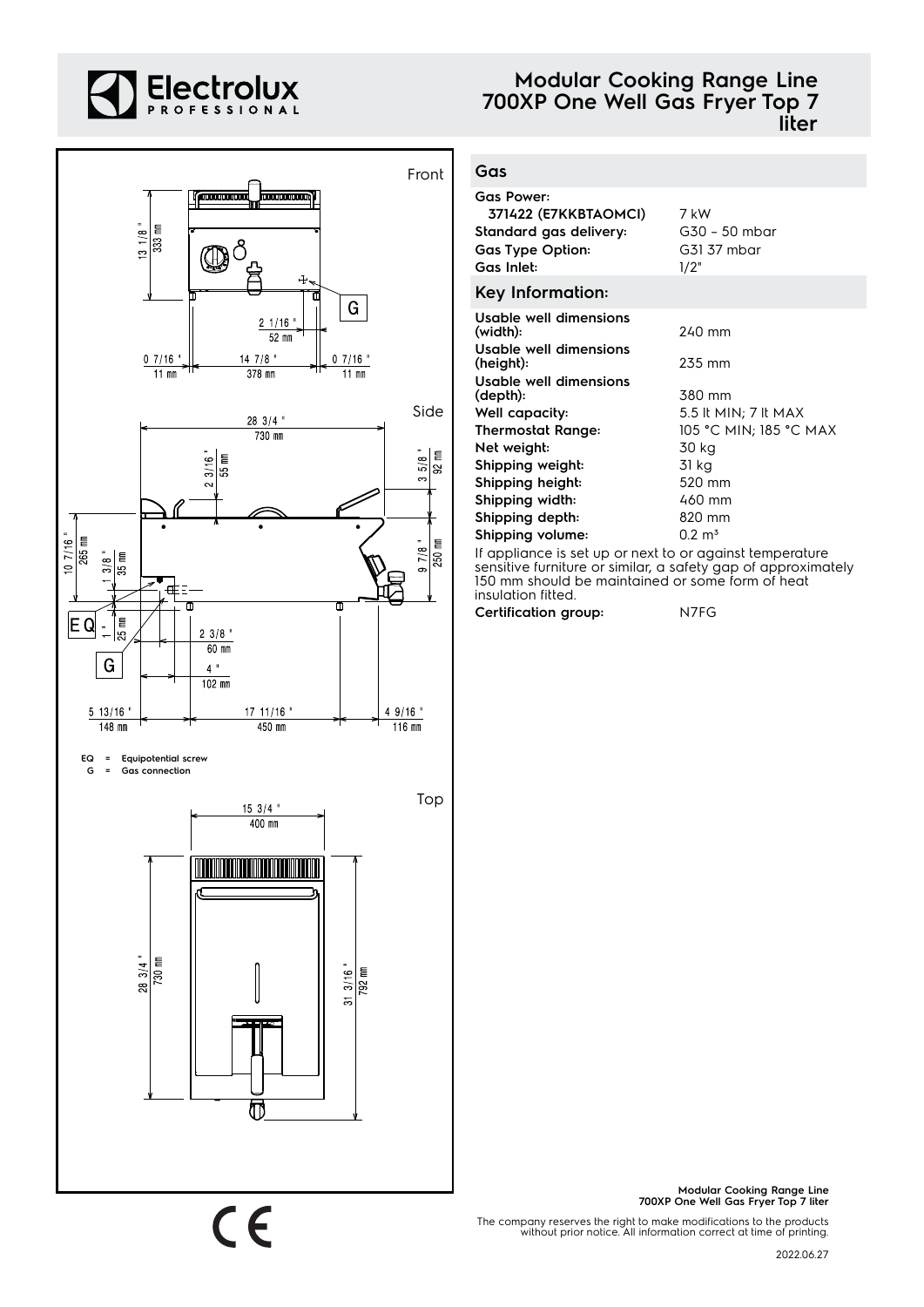# Modular Cooking Range Line 700XP One Well Gas Fryer Top 7 liter

Front

13 1/8 "
333 mm

G

2 1/16 "
52 mm

0 7/16 "
11 mm

14 7/8 "
378 mm

0 7/16 "
11 mm

Side

28 3/4 "
730 mm

2 3/16 "
55 mm

3 5/8 "
92 mm

10 7/16 "
265 mm

1 3/8 "
35 mm

9 7/8 "
250 mm

EQ

1 "
25 mm

2 3/8 "
60 mm

G

4 "
102 mm

5 13/16 "
148 mm

17 11/16 "
450 mm

4 9/16 "
116 mm

EQ = Equipotential screw
G = Gas connection

Top

15 3/4 "
400 mm

28 3/4 "
730 mm

31 3/16 "
792 mm

## Gas

| | |
|---|---|
| **Gas Power:** | |
| **371422 (E7KKBTAOMCI)** | 7 kW |
| **Standard gas delivery:** | G30 - 50 mbar |
| **Gas Type Option:** | G31 37 mbar |
| **Gas Inlet:** | 1/2" |

## Key Information:

| | |
|---|---|
| **Usable well dimensions (width):** | 240 mm |
| **Usable well dimensions (height):** | 235 mm |
| **Usable well dimensions (depth):** | 380 mm |
| **Well capacity:** | 5.5 lt MIN; 7 lt MAX |
| **Thermostat Range:** | 105 °C MIN; 185 °C MAX |
| **Net weight:** | 30 kg |
| **Shipping weight:** | 31 kg |
| **Shipping height:** | 520 mm |
| **Shipping width:** | 460 mm |
| **Shipping depth:** | 820 mm |
| **Shipping volume:** | 0.2 m³ |

If appliance is set up or next to or against temperature sensitive furniture or similar, a safety gap of approximately 150 mm should be maintained or some form of heat insulation fitted.

**Certification group:** N7FG

The company reserves the right to make modifications to the products without prior notice. All information correct at time of printing.

2022.06.27